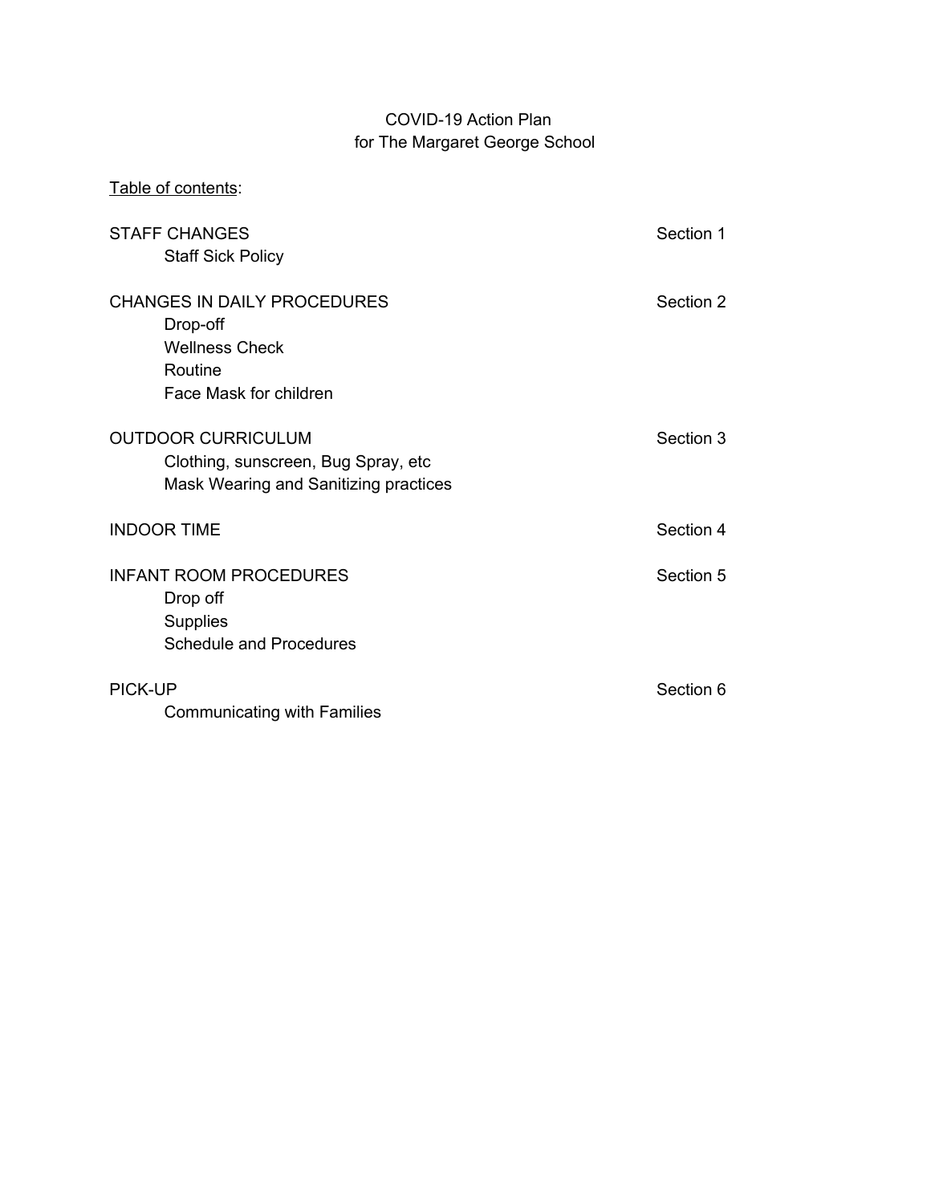# COVID-19 Action Plan
## for The Margaret George School

<u>Table of contents</u>:

| | |
|---|---|
| STAFF CHANGES | Section 1 |
| &nbsp;&nbsp;&nbsp;&nbsp;Staff Sick Policy | |
| CHANGES IN DAILY PROCEDURES | Section 2 |
| &nbsp;&nbsp;&nbsp;&nbsp;Drop-off | |
| &nbsp;&nbsp;&nbsp;&nbsp;Wellness Check | |
| &nbsp;&nbsp;&nbsp;&nbsp;Routine | |
| &nbsp;&nbsp;&nbsp;&nbsp;Face Mask for children | |
| OUTDOOR CURRICULUM | Section 3 |
| &nbsp;&nbsp;&nbsp;&nbsp;Clothing, sunscreen, Bug Spray, etc | |
| &nbsp;&nbsp;&nbsp;&nbsp;Mask Wearing and Sanitizing practices | |
| INDOOR TIME | Section 4 |
| INFANT ROOM PROCEDURES | Section 5 |
| &nbsp;&nbsp;&nbsp;&nbsp;Drop off | |
| &nbsp;&nbsp;&nbsp;&nbsp;Supplies | |
| &nbsp;&nbsp;&nbsp;&nbsp;Schedule and Procedures | |
| PICK-UP | Section 6 |
| &nbsp;&nbsp;&nbsp;&nbsp;Communicating with Families | |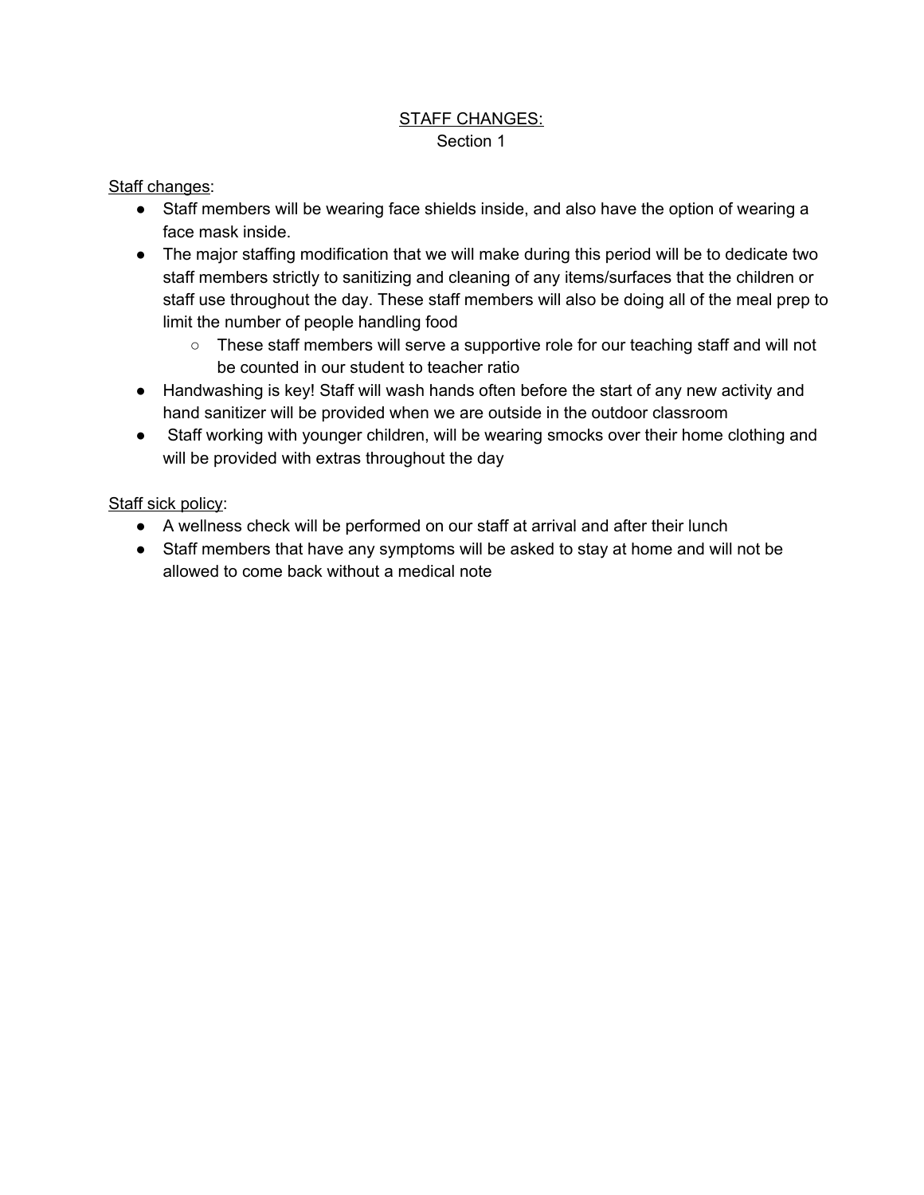# STAFF CHANGES:

## Section 1

Staff changes:

- Staff members will be wearing face shields inside, and also have the option of wearing a face mask inside.
- The major staffing modification that we will make during this period will be to dedicate two staff members strictly to sanitizing and cleaning of any items/surfaces that the children or staff use throughout the day. These staff members will also be doing all of the meal prep to limit the number of people handling food
  - These staff members will serve a supportive role for our teaching staff and will not be counted in our student to teacher ratio
- Handwashing is key! Staff will wash hands often before the start of any new activity and hand sanitizer will be provided when we are outside in the outdoor classroom
- Staff working with younger children, will be wearing smocks over their home clothing and will be provided with extras throughout the day

Staff sick policy:

- A wellness check will be performed on our staff at arrival and after their lunch
- Staff members that have any symptoms will be asked to stay at home and will not be allowed to come back without a medical note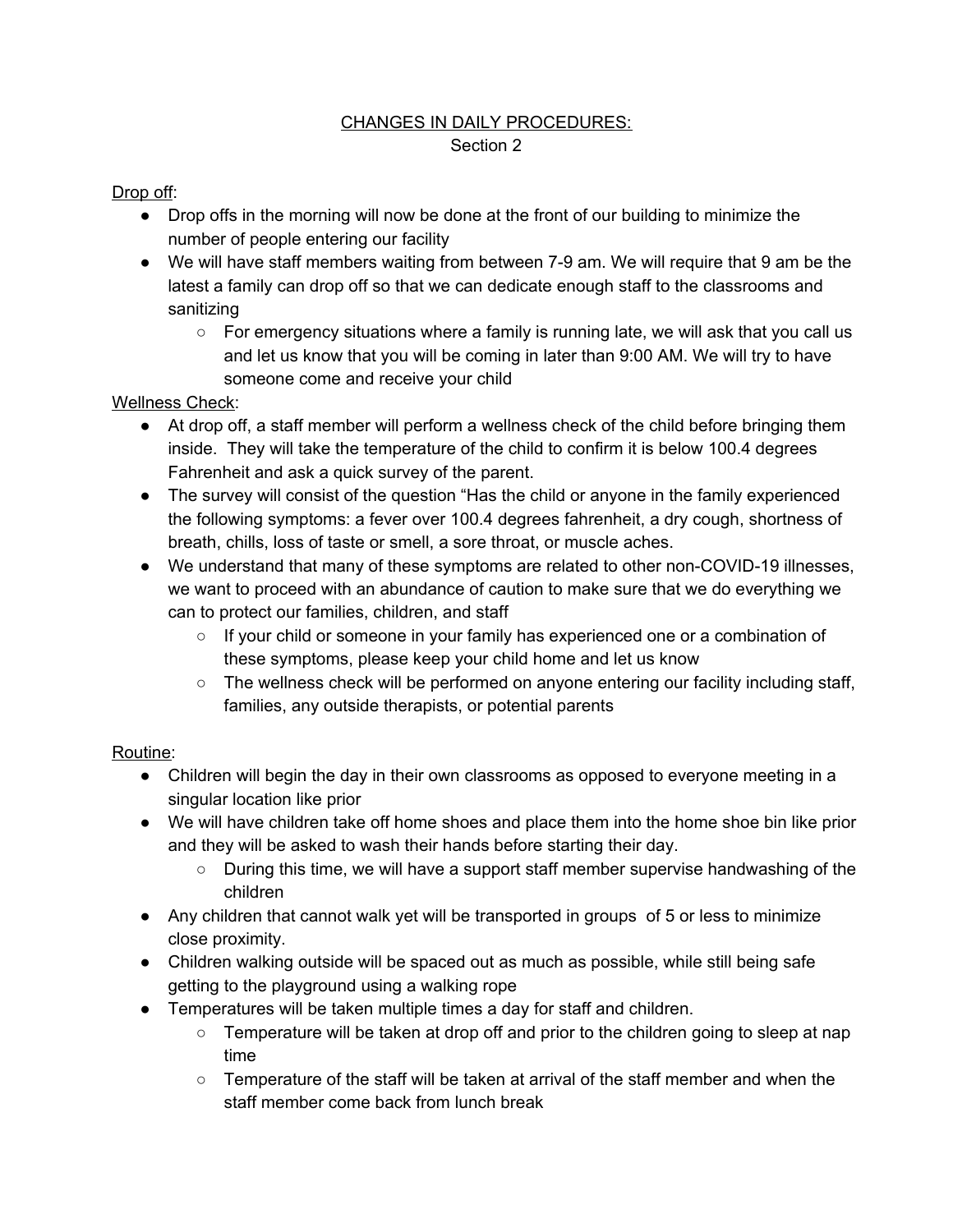# CHANGES IN DAILY PROCEDURES:

Section 2

Drop off:

- Drop offs in the morning will now be done at the front of our building to minimize the number of people entering our facility
- We will have staff members waiting from between 7-9 am. We will require that 9 am be the latest a family can drop off so that we can dedicate enough staff to the classrooms and sanitizing
  - For emergency situations where a family is running late, we will ask that you call us and let us know that you will be coming in later than 9:00 AM. We will try to have someone come and receive your child

Wellness Check:

- At drop off, a staff member will perform a wellness check of the child before bringing them inside. They will take the temperature of the child to confirm it is below 100.4 degrees Fahrenheit and ask a quick survey of the parent.
- The survey will consist of the question "Has the child or anyone in the family experienced the following symptoms: a fever over 100.4 degrees fahrenheit, a dry cough, shortness of breath, chills, loss of taste or smell, a sore throat, or muscle aches.
- We understand that many of these symptoms are related to other non-COVID-19 illnesses, we want to proceed with an abundance of caution to make sure that we do everything we can to protect our families, children, and staff
  - If your child or someone in your family has experienced one or a combination of these symptoms, please keep your child home and let us know
  - The wellness check will be performed on anyone entering our facility including staff, families, any outside therapists, or potential parents

Routine:

- Children will begin the day in their own classrooms as opposed to everyone meeting in a singular location like prior
- We will have children take off home shoes and place them into the home shoe bin like prior and they will be asked to wash their hands before starting their day.
  - During this time, we will have a support staff member supervise handwashing of the children
- Any children that cannot walk yet will be transported in groups of 5 or less to minimize close proximity.
- Children walking outside will be spaced out as much as possible, while still being safe getting to the playground using a walking rope
- Temperatures will be taken multiple times a day for staff and children.
  - Temperature will be taken at drop off and prior to the children going to sleep at nap time
  - Temperature of the staff will be taken at arrival of the staff member and when the staff member come back from lunch break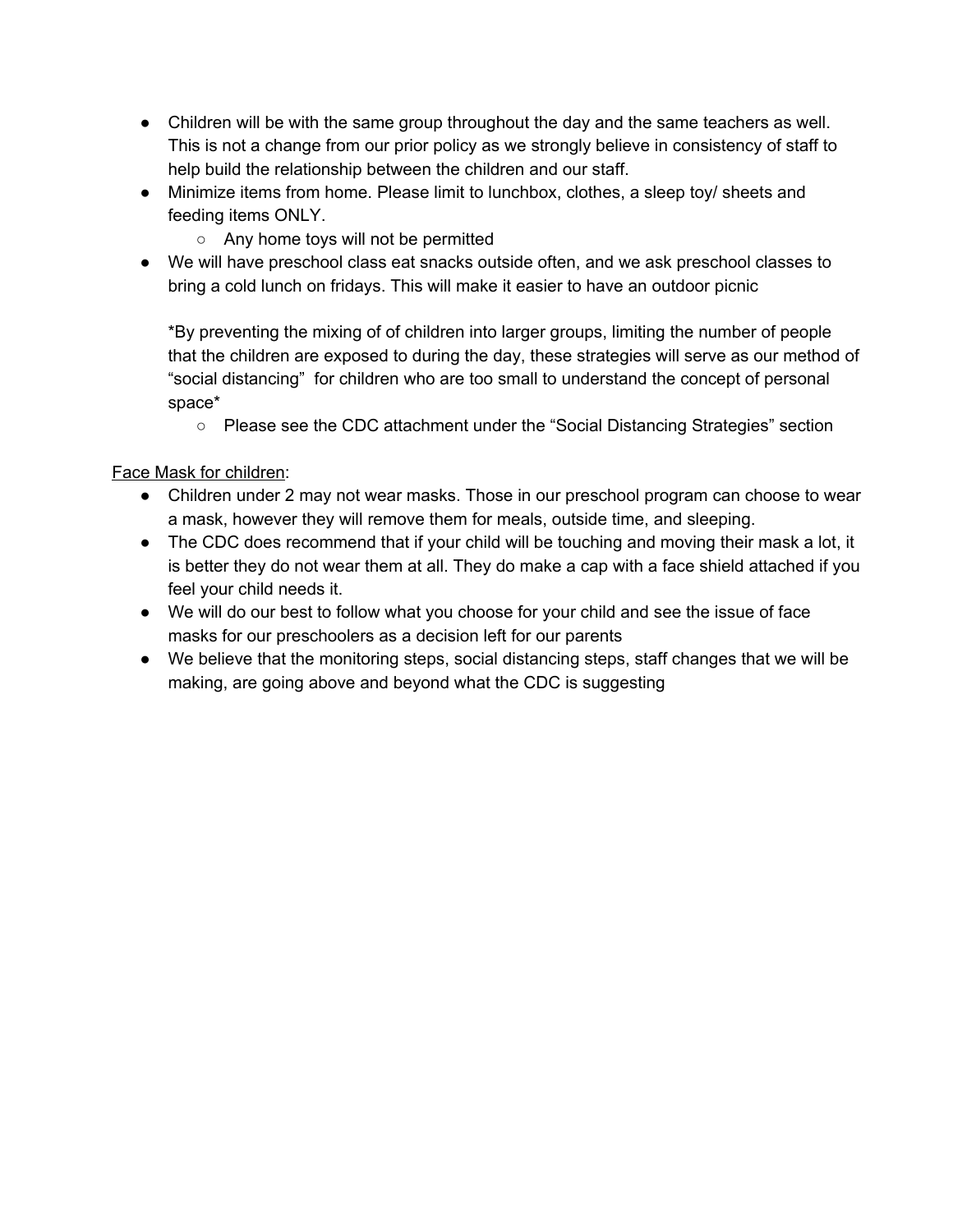- Children will be with the same group throughout the day and the same teachers as well. This is not a change from our prior policy as we strongly believe in consistency of staff to help build the relationship between the children and our staff.
- Minimize items from home. Please limit to lunchbox, clothes, a sleep toy/ sheets and feeding items ONLY.
    - Any home toys will not be permitted
- We will have preschool class eat snacks outside often, and we ask preschool classes to bring a cold lunch on fridays. This will make it easier to have an outdoor picnic

    *By preventing the mixing of of children into larger groups, limiting the number of people that the children are exposed to during the day, these strategies will serve as our method of "social distancing" for children who are too small to understand the concept of personal space*

    - Please see the CDC attachment under the "Social Distancing Strategies" section

<u>Face Mask for children</u>:

- Children under 2 may not wear masks. Those in our preschool program can choose to wear a mask, however they will remove them for meals, outside time, and sleeping.
- The CDC does recommend that if your child will be touching and moving their mask a lot, it is better they do not wear them at all. They do make a cap with a face shield attached if you feel your child needs it.
- We will do our best to follow what you choose for your child and see the issue of face masks for our preschoolers as a decision left for our parents
- We believe that the monitoring steps, social distancing steps, staff changes that we will be making, are going above and beyond what the CDC is suggesting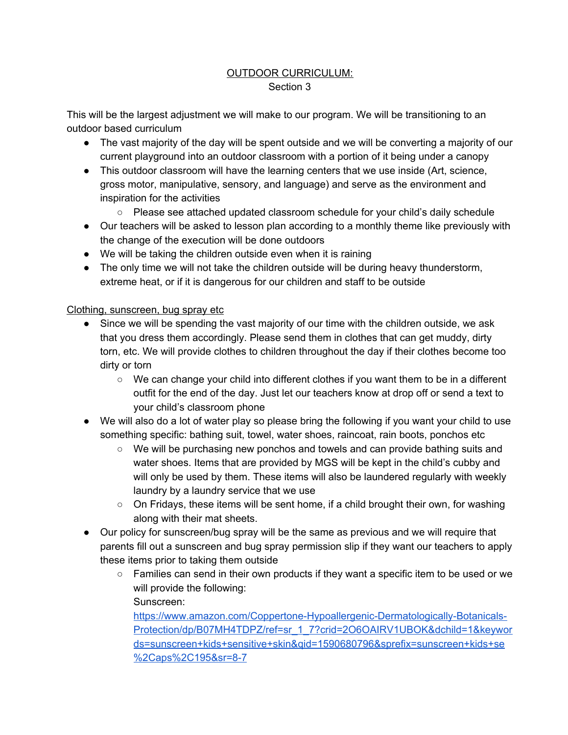## OUTDOOR CURRICULUM:
Section 3

This will be the largest adjustment we will make to our program. We will be transitioning to an outdoor based curriculum

- The vast majority of the day will be spent outside and we will be converting a majority of our current playground into an outdoor classroom with a portion of it being under a canopy
- This outdoor classroom will have the learning centers that we use inside (Art, science, gross motor, manipulative, sensory, and language) and serve as the environment and inspiration for the activities
  - Please see attached updated classroom schedule for your child's daily schedule
- Our teachers will be asked to lesson plan according to a monthly theme like previously with the change of the execution will be done outdoors
- We will be taking the children outside even when it is raining
- The only time we will not take the children outside will be during heavy thunderstorm, extreme heat, or if it is dangerous for our children and staff to be outside

Clothing, sunscreen, bug spray etc

- Since we will be spending the vast majority of our time with the children outside, we ask that you dress them accordingly. Please send them in clothes that can get muddy, dirty torn, etc. We will provide clothes to children throughout the day if their clothes become too dirty or torn
  - We can change your child into different clothes if you want them to be in a different outfit for the end of the day. Just let our teachers know at drop off or send a text to your child's classroom phone
- We will also do a lot of water play so please bring the following if you want your child to use something specific: bathing suit, towel, water shoes, raincoat, rain boots, ponchos etc
  - We will be purchasing new ponchos and towels and can provide bathing suits and water shoes. Items that are provided by MGS will be kept in the child's cubby and will only be used by them. These items will also be laundered regularly with weekly laundry by a laundry service that we use
  - On Fridays, these items will be sent home, if a child brought their own, for washing along with their mat sheets.
- Our policy for sunscreen/bug spray will be the same as previous and we will require that parents fill out a sunscreen and bug spray permission slip if they want our teachers to apply these items prior to taking them outside
  - Families can send in their own products if they want a specific item to be used or we will provide the following:
    Sunscreen:
    https://www.amazon.com/Coppertone-Hypoallergenic-Dermatologically-Botanicals-Protection/dp/B07MH4TDPZ/ref=sr_1_7?crid=2O6OAIRV1UBOK&dchild=1&keywords=sunscreen+kids+sensitive+skin&qid=1590680796&sprefix=sunscreen+kids+se%2Caps%2C195&sr=8-7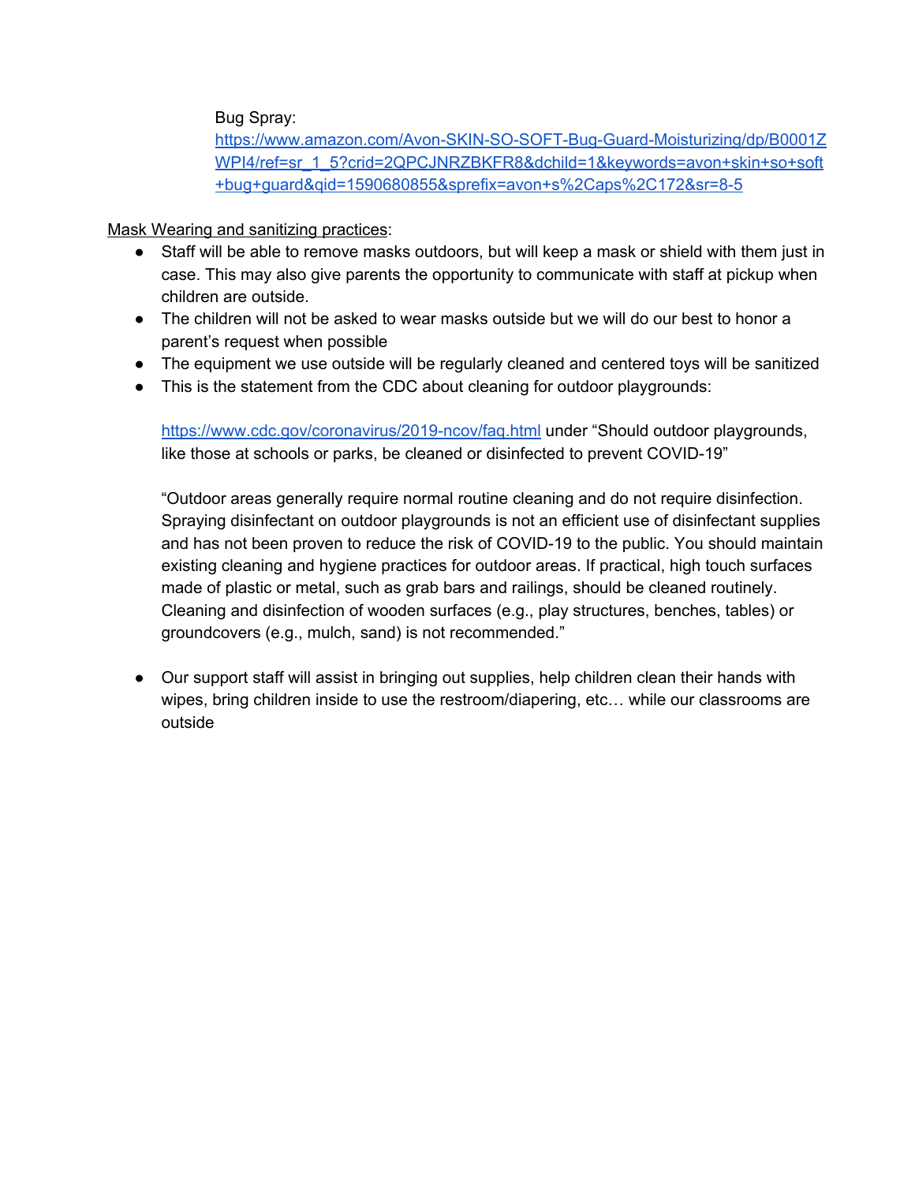Bug Spray:
https://www.amazon.com/Avon-SKIN-SO-SOFT-Bug-Guard-Moisturizing/dp/B0001ZWPI4/ref=sr_1_5?crid=2QPCJNRZBKFR8&dchild=1&keywords=avon+skin+so+soft+bug+guard&qid=1590680855&sprefix=avon+s%2Caps%2C172&sr=8-5

Mask Wearing and sanitizing practices:

- Staff will be able to remove masks outdoors, but will keep a mask or shield with them just in case. This may also give parents the opportunity to communicate with staff at pickup when children are outside.
- The children will not be asked to wear masks outside but we will do our best to honor a parent's request when possible
- The equipment we use outside will be regularly cleaned and centered toys will be sanitized
- This is the statement from the CDC about cleaning for outdoor playgrounds:

  https://www.cdc.gov/coronavirus/2019-ncov/faq.html under "Should outdoor playgrounds, like those at schools or parks, be cleaned or disinfected to prevent COVID-19"

  "Outdoor areas generally require normal routine cleaning and do not require disinfection. Spraying disinfectant on outdoor playgrounds is not an efficient use of disinfectant supplies and has not been proven to reduce the risk of COVID-19 to the public. You should maintain existing cleaning and hygiene practices for outdoor areas. If practical, high touch surfaces made of plastic or metal, such as grab bars and railings, should be cleaned routinely. Cleaning and disinfection of wooden surfaces (e.g., play structures, benches, tables) or groundcovers (e.g., mulch, sand) is not recommended."

- Our support staff will assist in bringing out supplies, help children clean their hands with wipes, bring children inside to use the restroom/diapering, etc… while our classrooms are outside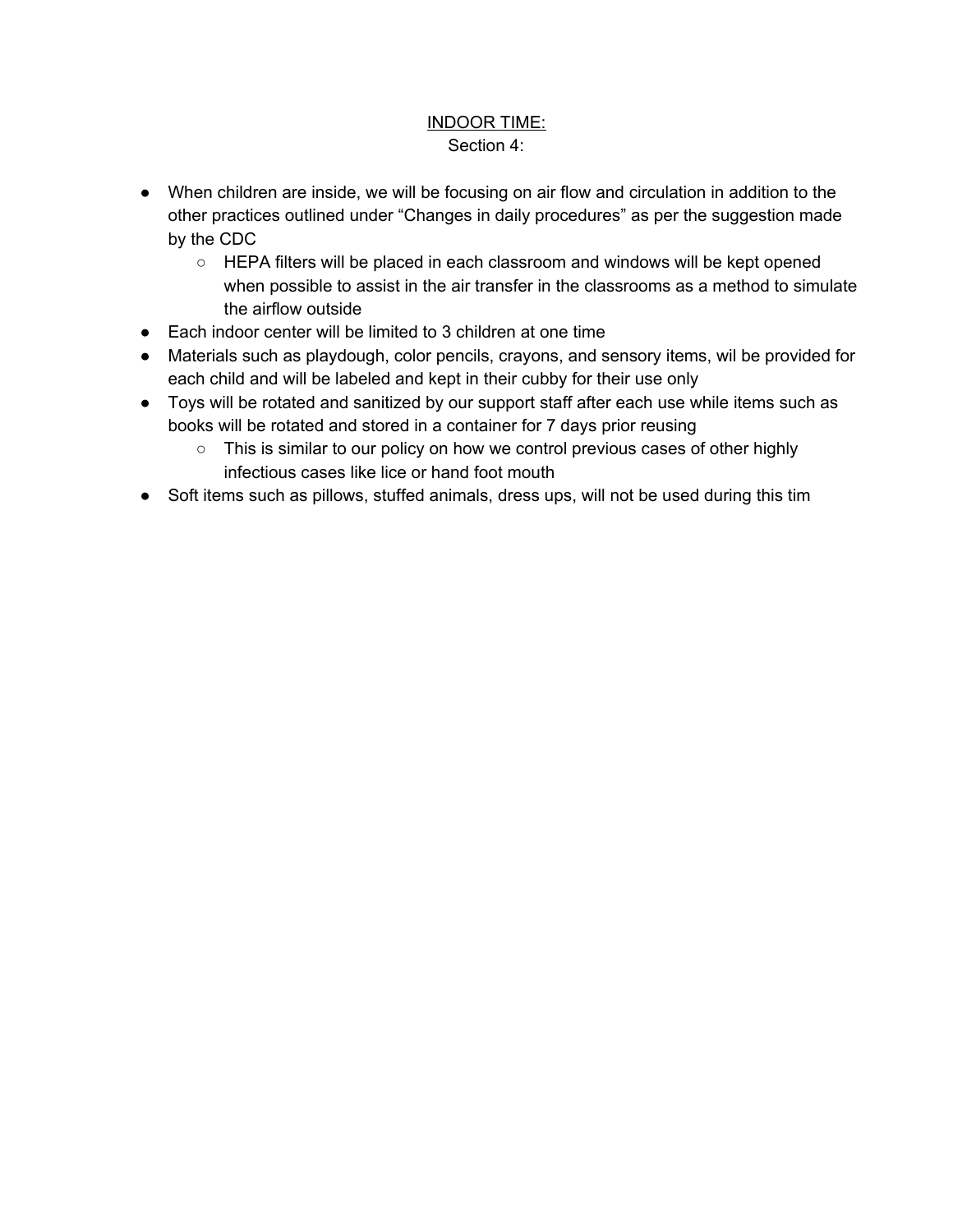## INDOOR TIME:

Section 4:

- When children are inside, we will be focusing on air flow and circulation in addition to the other practices outlined under “Changes in daily procedures” as per the suggestion made by the CDC
  - HEPA filters will be placed in each classroom and windows will be kept opened when possible to assist in the air transfer in the classrooms as a method to simulate the airflow outside
- Each indoor center will be limited to 3 children at one time
- Materials such as playdough, color pencils, crayons, and sensory items, wil be provided for each child and will be labeled and kept in their cubby for their use only
- Toys will be rotated and sanitized by our support staff after each use while items such as books will be rotated and stored in a container for 7 days prior reusing
  - This is similar to our policy on how we control previous cases of other highly infectious cases like lice or hand foot mouth
- Soft items such as pillows, stuffed animals, dress ups, will not be used during this tim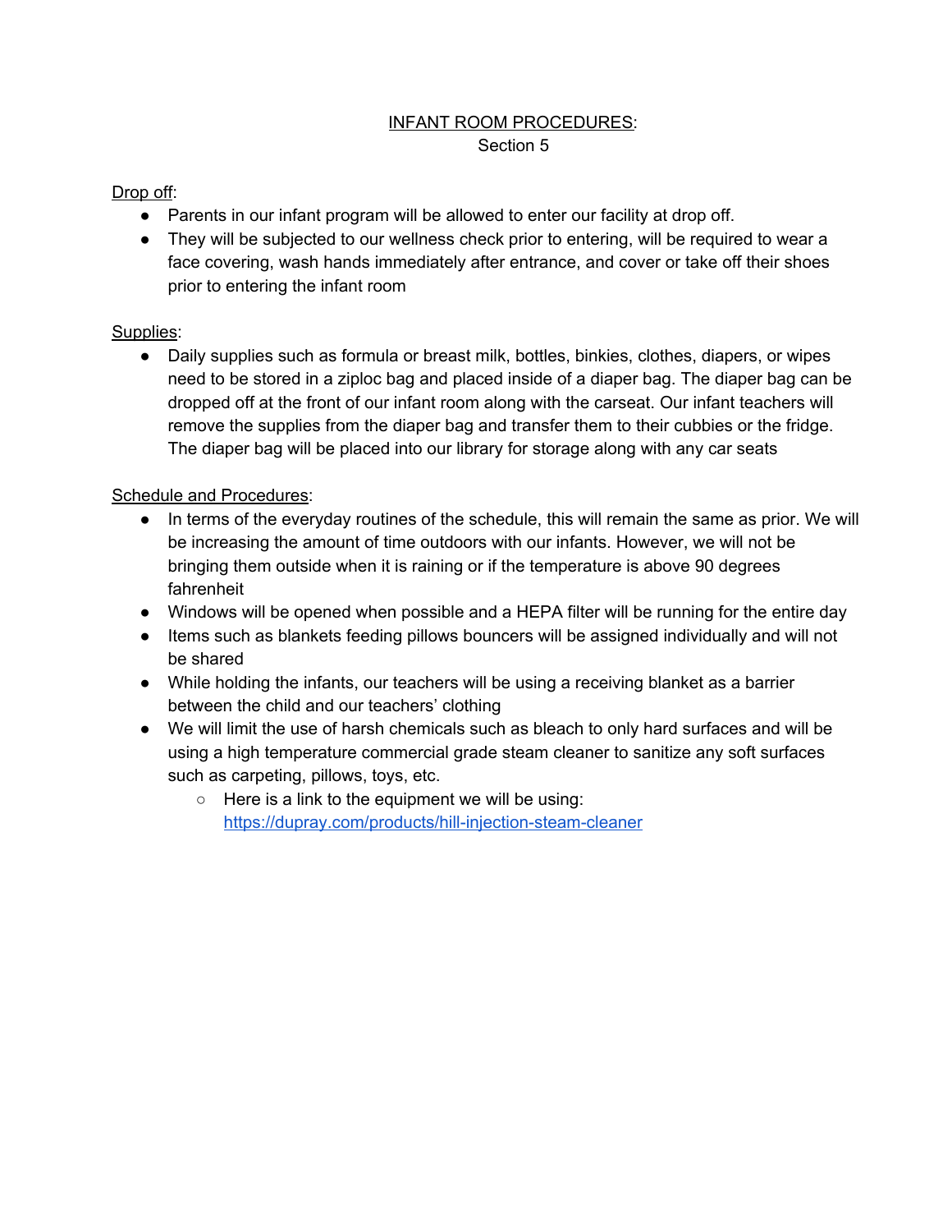# INFANT ROOM PROCEDURES:

Section 5

Drop off:

- Parents in our infant program will be allowed to enter our facility at drop off.
- They will be subjected to our wellness check prior to entering, will be required to wear a face covering, wash hands immediately after entrance, and cover or take off their shoes prior to entering the infant room

Supplies:

- Daily supplies such as formula or breast milk, bottles, binkies, clothes, diapers, or wipes need to be stored in a ziploc bag and placed inside of a diaper bag. The diaper bag can be dropped off at the front of our infant room along with the carseat. Our infant teachers will remove the supplies from the diaper bag and transfer them to their cubbies or the fridge. The diaper bag will be placed into our library for storage along with any car seats

Schedule and Procedures:

- In terms of the everyday routines of the schedule, this will remain the same as prior. We will be increasing the amount of time outdoors with our infants. However, we will not be bringing them outside when it is raining or if the temperature is above 90 degrees fahrenheit
- Windows will be opened when possible and a HEPA filter will be running for the entire day
- Items such as blankets feeding pillows bouncers will be assigned individually and will not be shared
- While holding the infants, our teachers will be using a receiving blanket as a barrier between the child and our teachers' clothing
- We will limit the use of harsh chemicals such as bleach to only hard surfaces and will be using a high temperature commercial grade steam cleaner to sanitize any soft surfaces such as carpeting, pillows, toys, etc.
    - Here is a link to the equipment we will be using: https://dupray.com/products/hill-injection-steam-cleaner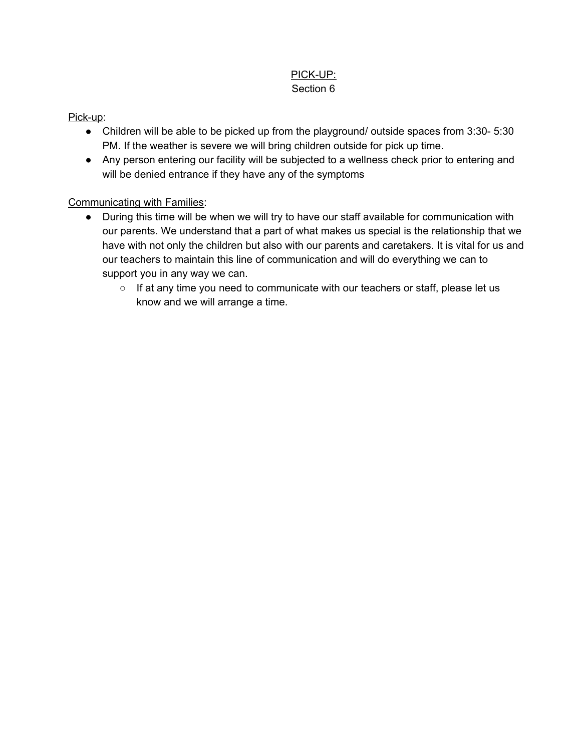## PICK-UP:
## Section 6

<u>Pick-up</u>:

- Children will be able to be picked up from the playground/ outside spaces from 3:30- 5:30 PM. If the weather is severe we will bring children outside for pick up time.
- Any person entering our facility will be subjected to a wellness check prior to entering and will be denied entrance if they have any of the symptoms

<u>Communicating with Families</u>:

- During this time will be when we will try to have our staff available for communication with our parents. We understand that a part of what makes us special is the relationship that we have with not only the children but also with our parents and caretakers. It is vital for us and our teachers to maintain this line of communication and will do everything we can to support you in any way we can.
  - If at any time you need to communicate with our teachers or staff, please let us know and we will arrange a time.